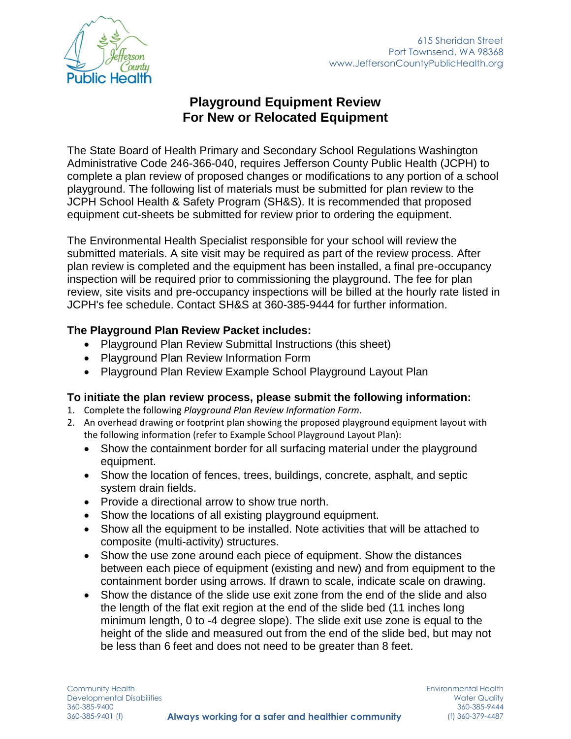615 Sheridan Street
Port Townsend, WA 98368
www.JeffersonCountyPublicHealth.org

# Playground Equipment Review
# For New or Relocated Equipment

The State Board of Health Primary and Secondary School Regulations Washington Administrative Code 246-366-040, requires Jefferson County Public Health (JCPH) to complete a plan review of proposed changes or modifications to any portion of a school playground. The following list of materials must be submitted for plan review to the JCPH School Health & Safety Program (SH&S). It is recommended that proposed equipment cut-sheets be submitted for review prior to ordering the equipment.

The Environmental Health Specialist responsible for your school will review the submitted materials. A site visit may be required as part of the review process. After plan review is completed and the equipment has been installed, a final pre-occupancy inspection will be required prior to commissioning the playground. The fee for plan review, site visits and pre-occupancy inspections will be billed at the hourly rate listed in JCPH's fee schedule. Contact SH&S at 360-385-9444 for further information.

### The Playground Plan Review Packet includes:

- Playground Plan Review Submittal Instructions (this sheet)
- Playground Plan Review Information Form
- Playground Plan Review Example School Playground Layout Plan

### To initiate the plan review process, please submit the following information:

1. Complete the following *Playground Plan Review Information Form*.
2. An overhead drawing or footprint plan showing the proposed playground equipment layout with the following information (refer to Example School Playground Layout Plan):
   - Show the containment border for all surfacing material under the playground equipment.
   - Show the location of fences, trees, buildings, concrete, asphalt, and septic system drain fields.
   - Provide a directional arrow to show true north.
   - Show the locations of all existing playground equipment.
   - Show all the equipment to be installed. Note activities that will be attached to composite (multi-activity) structures.
   - Show the use zone around each piece of equipment. Show the distances between each piece of equipment (existing and new) and from equipment to the containment border using arrows. If drawn to scale, indicate scale on drawing.
   - Show the distance of the slide use exit zone from the end of the slide and also the length of the flat exit region at the end of the slide bed (11 inches long minimum length, 0 to -4 degree slope). The slide exit use zone is equal to the height of the slide and measured out from the end of the slide bed, but may not be less than 6 feet and does not need to be greater than 8 feet.

Community Health
Developmental Disabilities
360-385-9400
360-385-9401 (f)

**Always working for a safer and healthier community**

Environmental Health
Water Quality
360-385-9444
(f) 360-379-4487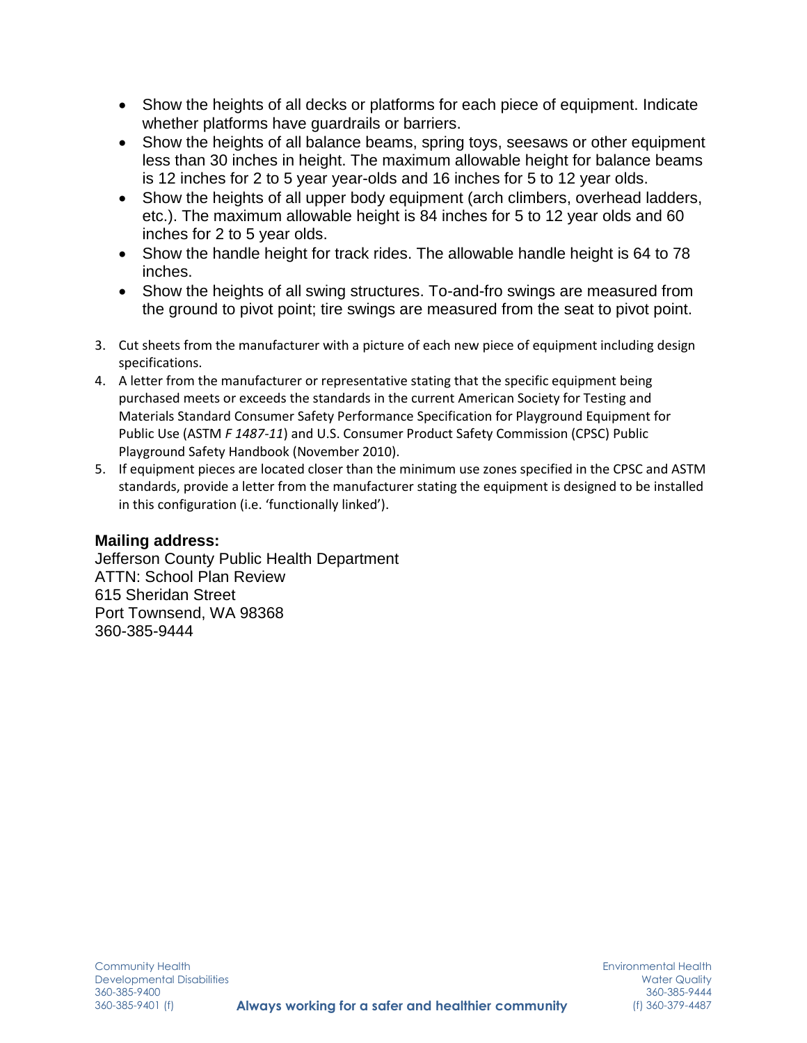- Show the heights of all decks or platforms for each piece of equipment. Indicate whether platforms have guardrails or barriers.
- Show the heights of all balance beams, spring toys, seesaws or other equipment less than 30 inches in height. The maximum allowable height for balance beams is 12 inches for 2 to 5 year year-olds and 16 inches for 5 to 12 year olds.
- Show the heights of all upper body equipment (arch climbers, overhead ladders, etc.). The maximum allowable height is 84 inches for 5 to 12 year olds and 60 inches for 2 to 5 year olds.
- Show the handle height for track rides. The allowable handle height is 64 to 78 inches.
- Show the heights of all swing structures. To-and-fro swings are measured from the ground to pivot point; tire swings are measured from the seat to pivot point.

3. Cut sheets from the manufacturer with a picture of each new piece of equipment including design specifications.
4. A letter from the manufacturer or representative stating that the specific equipment being purchased meets or exceeds the standards in the current American Society for Testing and Materials Standard Consumer Safety Performance Specification for Playground Equipment for Public Use (ASTM *F 1487-11*) and U.S. Consumer Product Safety Commission (CPSC) Public Playground Safety Handbook (November 2010).
5. If equipment pieces are located closer than the minimum use zones specified in the CPSC and ASTM standards, provide a letter from the manufacturer stating the equipment is designed to be installed in this configuration (i.e. 'functionally linked').

**Mailing address:**

Jefferson County Public Health Department
ATTN: School Plan Review
615 Sheridan Street
Port Townsend, WA 98368
360-385-9444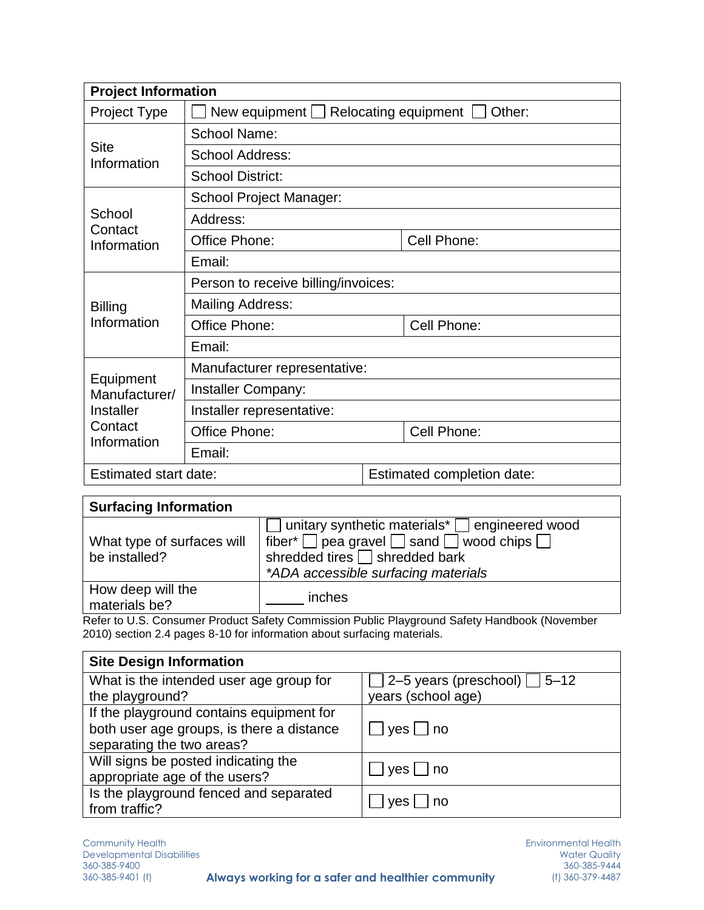| Project Information | | |
|---|---|---|
| Project Type | ☐ New equipment ☐ Relocating equipment ☐ Other: | |
| Site Information | School Name: | |
| | School Address: | |
| | School District: | |
| School Contact Information | School Project Manager: | |
| | Address: | |
| | Office Phone: | Cell Phone: |
| | Email: | |
| Billing Information | Person to receive billing/invoices: | |
| | Mailing Address: | |
| | Office Phone: | Cell Phone: |
| | Email: | |
| Equipment Manufacturer/ Installer Contact Information | Manufacturer representative: | |
| | Installer Company: | |
| | Installer representative: | |
| | Office Phone: | Cell Phone: |
| | Email: | |
| Estimated start date: | Estimated completion date: | |

| Surfacing Information | |
|---|---|
| What type of surfaces will be installed? | ☐ unitary synthetic materials* ☐ engineered wood fiber* ☐ pea gravel ☐ sand ☐ wood chips ☐ shredded tires ☐ shredded bark<br>*ADA accessible surfacing materials* |
| How deep will the materials be? | _____ inches |

Refer to U.S. Consumer Product Safety Commission Public Playground Safety Handbook (November 2010) section 2.4 pages 8-10 for information about surfacing materials.

| Site Design Information | |
|---|---|
| What is the intended user age group for the playground? | ☐ 2–5 years (preschool) ☐ 5–12 years (school age) |
| If the playground contains equipment for both user age groups, is there a distance separating the two areas? | ☐ yes ☐ no |
| Will signs be posted indicating the appropriate age of the users? | ☐ yes ☐ no |
| Is the playground fenced and separated from traffic? | ☐ yes ☐ no |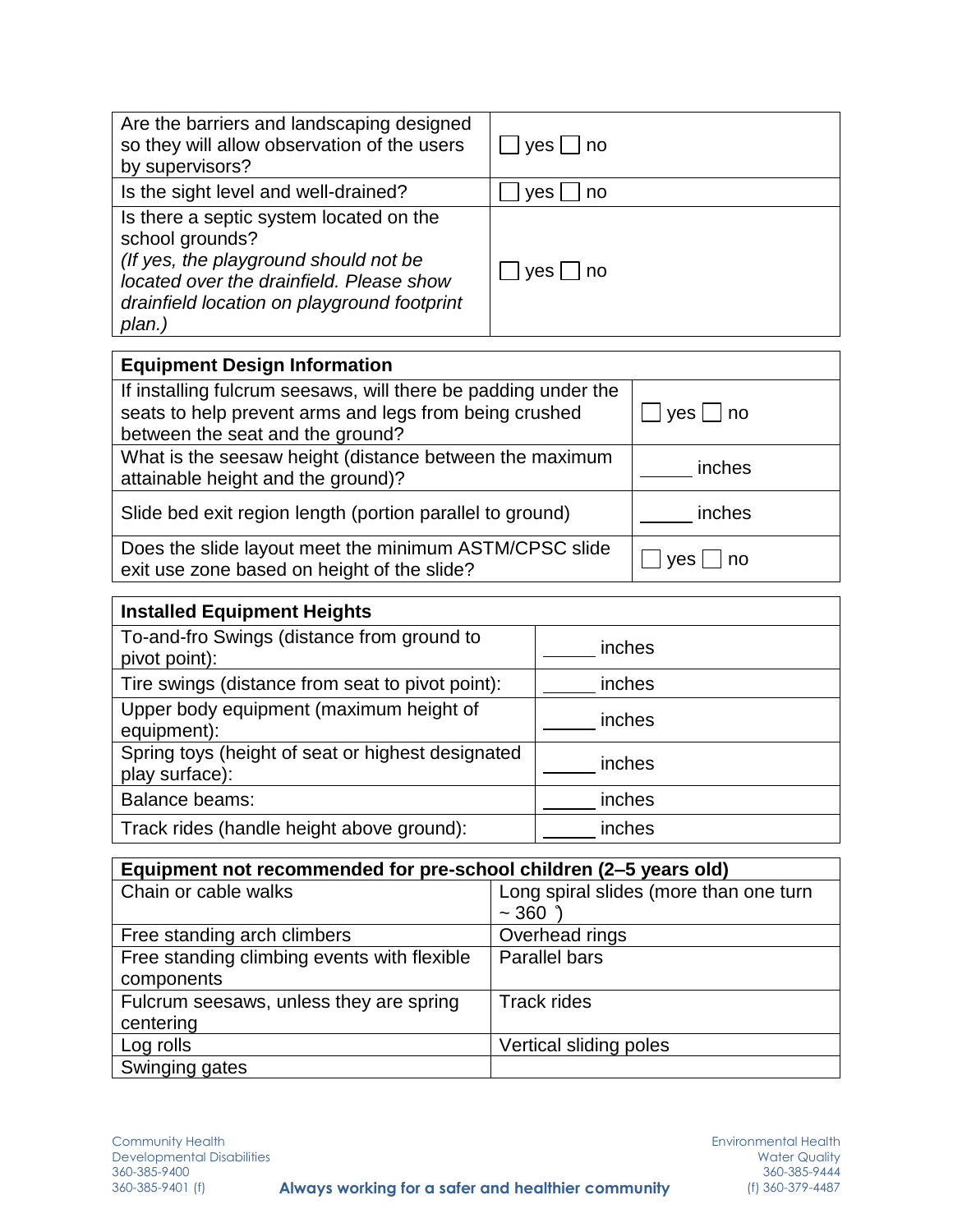| | |
|---|---|
| Are the barriers and landscaping designed so they will allow observation of the users by supervisors? | ☐ yes ☐ no |
| Is the sight level and well-drained? | ☐ yes ☐ no |
| Is there a septic system located on the school grounds? *(If yes, the playground should not be located over the drainfield. Please show drainfield location on playground footprint plan.)* | ☐ yes ☐ no |

| **Equipment Design Information** | |
|---|---|
| If installing fulcrum seesaws, will there be padding under the seats to help prevent arms and legs from being crushed between the seat and the ground? | ☐ yes ☐ no |
| What is the seesaw height (distance between the maximum attainable height and the ground)? | _____ inches |
| Slide bed exit region length (portion parallel to ground) | _____ inches |
| Does the slide layout meet the minimum ASTM/CPSC slide exit use zone based on height of the slide? | ☐ yes ☐ no |

| **Installed Equipment Heights** | |
|---|---|
| To-and-fro Swings (distance from ground to pivot point): | _____ inches |
| Tire swings (distance from seat to pivot point): | _____ inches |
| Upper body equipment (maximum height of equipment): | _____ inches |
| Spring toys (height of seat or highest designated play surface): | _____ inches |
| Balance beams: | _____ inches |
| Track rides (handle height above ground): | _____ inches |

| **Equipment not recommended for pre-school children (2–5 years old)** | |
|---|---|
| Chain or cable walks | Long spiral slides (more than one turn ~ 360 °) |
| Free standing arch climbers | Overhead rings |
| Free standing climbing events with flexible components | Parallel bars |
| Fulcrum seesaws, unless they are spring centering | Track rides |
| Log rolls | Vertical sliding poles |
| Swinging gates | |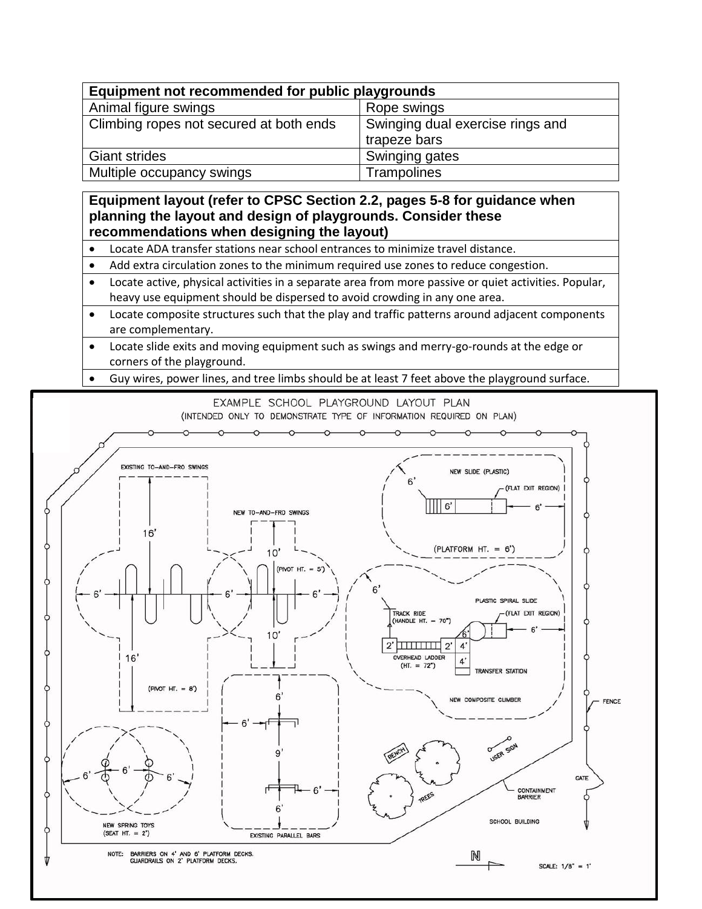| Equipment not recommended for public playgrounds | |
|---|---|
| Animal figure swings | Rope swings |
| Climbing ropes not secured at both ends | Swinging dual exercise rings and trapeze bars |
| Giant strides | Swinging gates |
| Multiple occupancy swings | Trampolines |

| Equipment layout (refer to CPSC Section 2.2, pages 5-8 for guidance when planning the layout and design of playgrounds. Consider these recommendations when designing the layout) |
|---|
| • Locate ADA transfer stations near school entrances to minimize travel distance. |
| • Add extra circulation zones to the minimum required use zones to reduce congestion. |
| • Locate active, physical activities in a separate area from more passive or quiet activities. Popular, heavy use equipment should be dispersed to avoid crowding in any one area. |
| • Locate composite structures such that the play and traffic patterns around adjacent components are complementary. |
| • Locate slide exits and moving equipment such as swings and merry-go-rounds at the edge or corners of the playground. |
| • Guy wires, power lines, and tree limbs should be at least 7 feet above the playground surface. |

EXAMPLE SCHOOL PLAYGROUND LAYOUT PLAN

(INTENDED ONLY TO DEMONSTRATE TYPE OF INFORMATION REQUIRED ON PLAN)

EXISTING TO-AND-FRO SWINGS (PIVOT HT. = 8')

NEW TO-AND-FRO SWINGS (PIVOT HT. = 5')

NEW SLIDE (PLASTIC) (FLAT EXIT REGION) (PLATFORM HT. = 6')

PLASTIC SPIRAL SLIDE (FLAT EXIT REGION)

TRACK RIDE (HANDLE HT. = 70")

OVERHEAD LADDER (HT. = 72")

TRANSFER STATION

NEW COMPOSITE CLIMBER

EXISTING PARALLEL BARS

NEW SPRING TOYS (SEAT HT. = 2')

BENCH

TREES

USER SIGN

CONTAINMENT BARRIER

SCHOOL BUILDING

GATE

FENCE

NOTE: BARRIERS ON 4' AND 6' PLATFORM DECKS. GUARDRAILS ON 2' PLATFORM DECKS.

SCALE: 1/8" = 1'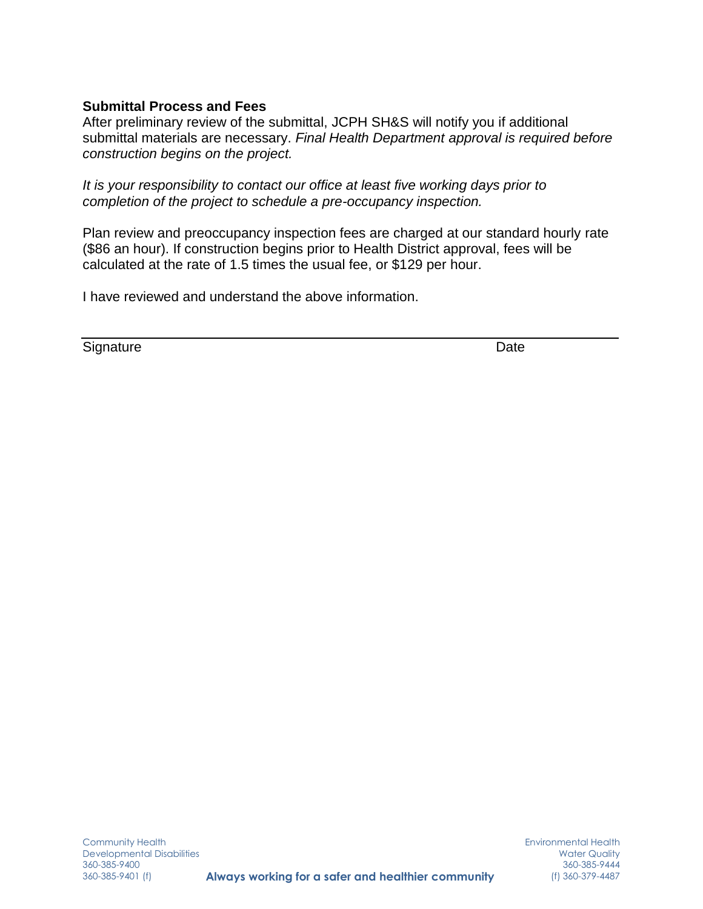**Submittal Process and Fees**

After preliminary review of the submittal, JCPH SH&S will notify you if additional submittal materials are necessary. *Final Health Department approval is required before construction begins on the project.*

*It is your responsibility to contact our office at least five working days prior to completion of the project to schedule a pre-occupancy inspection.*

Plan review and preoccupancy inspection fees are charged at our standard hourly rate ($86 an hour). If construction begins prior to Health District approval, fees will be calculated at the rate of 1.5 times the usual fee, or $129 per hour.

I have reviewed and understand the above information.

_______________________________________________________________

Signature                                                                                                   Date